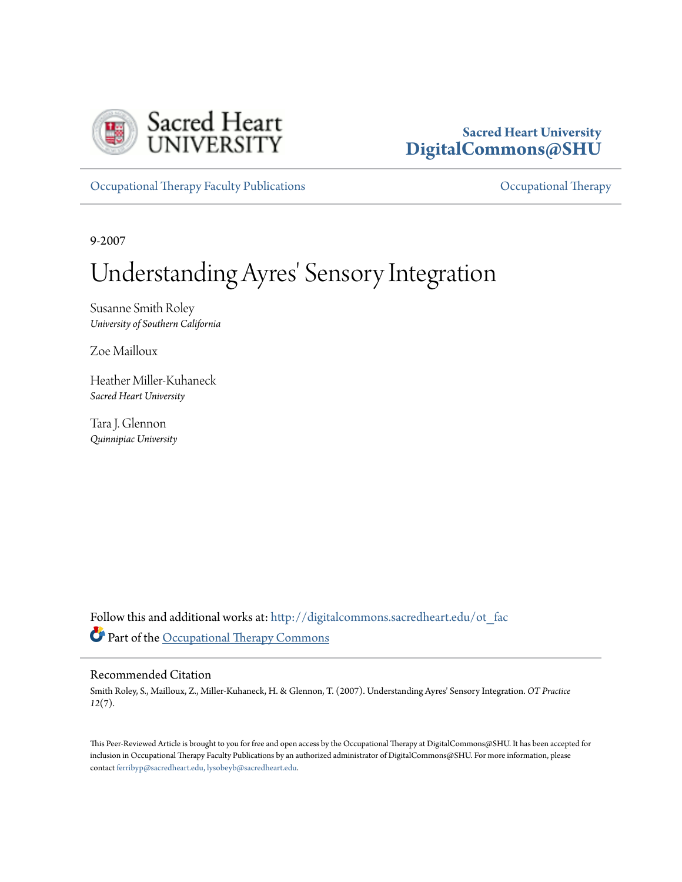Sacred Heart University
DigitalCommons@SHU

Occupational Therapy Faculty Publications | Occupational Therapy

9-2007

# Understanding Ayres' Sensory Integration

Susanne Smith Roley
*University of Southern California*

Zoe Mailloux

Heather Miller-Kuhaneck
*Sacred Heart University*

Tara J. Glennon
*Quinnipiac University*

Follow this and additional works at: http://digitalcommons.sacredheart.edu/ot_fac

Part of the Occupational Therapy Commons

## Recommended Citation

Smith Roley, S., Mailloux, Z., Miller-Kuhaneck, H. & Glennon, T. (2007). Understanding Ayres' Sensory Integration. *OT Practice 12*(7).

This Peer-Reviewed Article is brought to you for free and open access by the Occupational Therapy at DigitalCommons@SHU. It has been accepted for inclusion in Occupational Therapy Faculty Publications by an authorized administrator of DigitalCommons@SHU. For more information, please contact ferribyp@sacredheart.edu, lysobeyb@sacredheart.edu.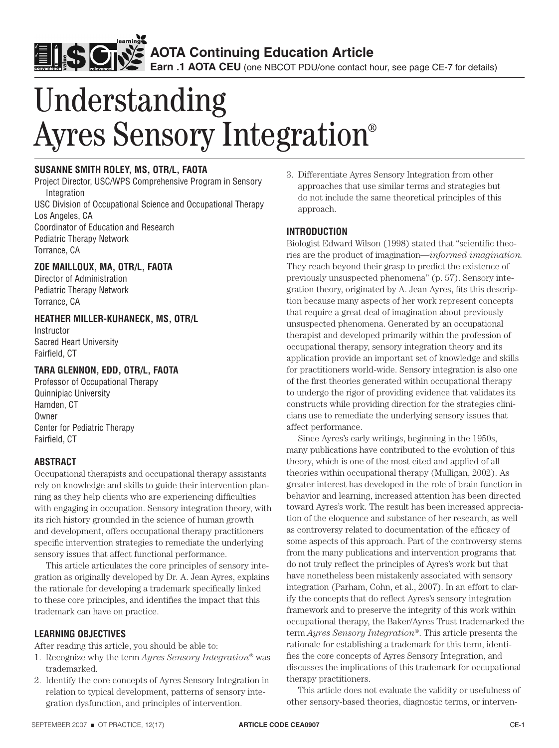AOTA Continuing Education Article

Earn .1 AOTA CEU (one NBCOT PDU/one contact hour, see page CE-7 for details)

# Understanding Ayres Sensory Integration®

**SUSANNE SMITH ROLEY, MS, OTR/L, FAOTA**
Project Director, USC/WPS Comprehensive Program in Sensory Integration
USC Division of Occupational Science and Occupational Therapy
Los Angeles, CA
Coordinator of Education and Research
Pediatric Therapy Network
Torrance, CA

**ZOE MAILLOUX, MA, OTR/L, FAOTA**
Director of Administration
Pediatric Therapy Network
Torrance, CA

**HEATHER MILLER-KUHANECK, MS, OTR/L**
Instructor
Sacred Heart University
Fairfield, CT

**TARA GLENNON, EDD, OTR/L, FAOTA**
Professor of Occupational Therapy
Quinnipiac University
Hamden, CT
Owner
Center for Pediatric Therapy
Fairfield, CT

### ABSTRACT

Occupational therapists and occupational therapy assistants rely on knowledge and skills to guide their intervention planning as they help clients who are experiencing difficulties with engaging in occupation. Sensory integration theory, with its rich history grounded in the science of human growth and development, offers occupational therapy practitioners specific intervention strategies to remediate the underlying sensory issues that affect functional performance.

This article articulates the core principles of sensory integration as originally developed by Dr. A. Jean Ayres, explains the rationale for developing a trademark specifically linked to these core principles, and identifies the impact that this trademark can have on practice.

### LEARNING OBJECTIVES

After reading this article, you should be able to:

1. Recognize why the term *Ayres Sensory Integration®* was trademarked.
2. Identify the core concepts of Ayres Sensory Integration in relation to typical development, patterns of sensory integration dysfunction, and principles of intervention.
3. Differentiate Ayres Sensory Integration from other approaches that use similar terms and strategies but do not include the same theoretical principles of this approach.

### INTRODUCTION

Biologist Edward Wilson (1998) stated that "scientific theories are the product of imagination—*informed imagination.* They reach beyond their grasp to predict the existence of previously unsuspected phenomena" (p. 57). Sensory integration theory, originated by A. Jean Ayres, fits this description because many aspects of her work represent concepts that require a great deal of imagination about previously unsuspected phenomena. Generated by an occupational therapist and developed primarily within the profession of occupational therapy, sensory integration theory and its application provide an important set of knowledge and skills for practitioners world-wide. Sensory integration is also one of the first theories generated within occupational therapy to undergo the rigor of providing evidence that validates its constructs while providing direction for the strategies clinicians use to remediate the underlying sensory issues that affect performance.

Since Ayres's early writings, beginning in the 1950s, many publications have contributed to the evolution of this theory, which is one of the most cited and applied of all theories within occupational therapy (Mulligan, 2002). As greater interest has developed in the role of brain function in behavior and learning, increased attention has been directed toward Ayres's work. The result has been increased appreciation of the eloquence and substance of her research, as well as controversy related to documentation of the efficacy of some aspects of this approach. Part of the controversy stems from the many publications and intervention programs that do not truly reflect the principles of Ayres's work but that have nonetheless been mistakenly associated with sensory integration (Parham, Cohn, et al., 2007). In an effort to clarify the concepts that do reflect Ayres's sensory integration framework and to preserve the integrity of this work within occupational therapy, the Baker/Ayres Trust trademarked the term *Ayres Sensory Integration®*. This article presents the rationale for establishing a trademark for this term, identifies the core concepts of Ayres Sensory Integration, and discusses the implications of this trademark for occupational therapy practitioners.

This article does not evaluate the validity or usefulness of other sensory-based theories, diagnostic terms, or interven-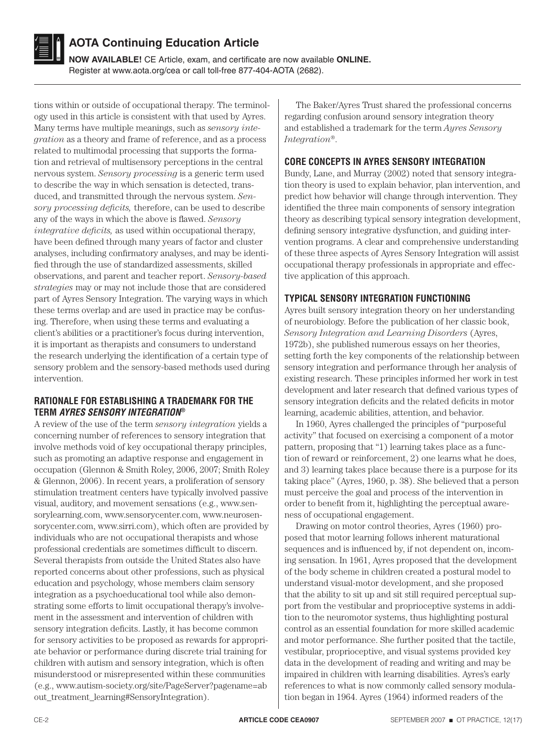tions within or outside of occupational therapy. The terminology used in this article is consistent with that used by Ayres. Many terms have multiple meanings, such as *sensory integration* as a theory and frame of reference, and as a process related to multimodal processing that supports the formation and retrieval of multisensory perceptions in the central nervous system. *Sensory processing* is a generic term used to describe the way in which sensation is detected, transduced, and transmitted through the nervous system. *Sensory processing deficits,* therefore, can be used to describe any of the ways in which the above is flawed. *Sensory integrative deficits,* as used within occupational therapy, have been defined through many years of factor and cluster analyses, including confirmatory analyses, and may be identified through the use of standardized assessments, skilled observations, and parent and teacher report. *Sensory-based strategies* may or may not include those that are considered part of Ayres Sensory Integration. The varying ways in which these terms overlap and are used in practice may be confusing. Therefore, when using these terms and evaluating a client's abilities or a practitioner's focus during intervention, it is important as therapists and consumers to understand the research underlying the identification of a certain type of sensory problem and the sensory-based methods used during intervention.

### RATIONALE FOR ESTABLISHING A TRADEMARK FOR THE TERM *AYRES SENSORY INTEGRATION®*

A review of the use of the term *sensory integration* yields a concerning number of references to sensory integration that involve methods void of key occupational therapy principles, such as promoting an adaptive response and engagement in occupation (Glennon & Smith Roley, 2006, 2007; Smith Roley & Glennon, 2006). In recent years, a proliferation of sensory stimulation treatment centers have typically involved passive visual, auditory, and movement sensations (e.g., www.sensorylearning.com, www.sensorycenter.com, www.neurosensorycenter.com, www.sirri.com), which often are provided by individuals who are not occupational therapists and whose professional credentials are sometimes difficult to discern. Several therapists from outside the United States also have reported concerns about other professions, such as physical education and psychology, whose members claim sensory integration as a psychoeducational tool while also demonstrating some efforts to limit occupational therapy's involvement in the assessment and intervention of children with sensory integration deficits. Lastly, it has become common for sensory activities to be proposed as rewards for appropriate behavior or performance during discrete trial training for children with autism and sensory integration, which is often misunderstood or misrepresented within these communities (e.g., www.autism-society.org/site/PageServer?pagename=about_treatment_learning#SensoryIntegration).

The Baker/Ayres Trust shared the professional concerns regarding confusion around sensory integration theory and established a trademark for the term *Ayres Sensory Integration®*.

### CORE CONCEPTS IN AYRES SENSORY INTEGRATION

Bundy, Lane, and Murray (2002) noted that sensory integration theory is used to explain behavior, plan intervention, and predict how behavior will change through intervention. They identified the three main components of sensory integration theory as describing typical sensory integration development, defining sensory integrative dysfunction, and guiding intervention programs. A clear and comprehensive understanding of these three aspects of Ayres Sensory Integration will assist occupational therapy professionals in appropriate and effective application of this approach.

### TYPICAL SENSORY INTEGRATION FUNCTIONING

Ayres built sensory integration theory on her understanding of neurobiology. Before the publication of her classic book, *Sensory Integration and Learning Disorders* (Ayres, 1972b), she published numerous essays on her theories, setting forth the key components of the relationship between sensory integration and performance through her analysis of existing research. These principles informed her work in test development and later research that defined various types of sensory integration deficits and the related deficits in motor learning, academic abilities, attention, and behavior.

In 1960, Ayres challenged the principles of "purposeful activity" that focused on exercising a component of a motor pattern, proposing that "1) learning takes place as a function of reward or reinforcement, 2) one learns what he does, and 3) learning takes place because there is a purpose for its taking place" (Ayres, 1960, p. 38). She believed that a person must perceive the goal and process of the intervention in order to benefit from it, highlighting the perceptual awareness of occupational engagement.

Drawing on motor control theories, Ayres (1960) proposed that motor learning follows inherent maturational sequences and is influenced by, if not dependent on, incoming sensation. In 1961, Ayres proposed that the development of the body scheme in children created a postural model to understand visual-motor development, and she proposed that the ability to sit up and sit still required perceptual support from the vestibular and proprioceptive systems in addition to the neuromotor systems, thus highlighting postural control as an essential foundation for more skilled academic and motor performance. She further posited that the tactile, vestibular, proprioceptive, and visual systems provided key data in the development of reading and writing and may be impaired in children with learning disabilities. Ayres's early references to what is now commonly called sensory modulation began in 1964. Ayres (1964) informed readers of the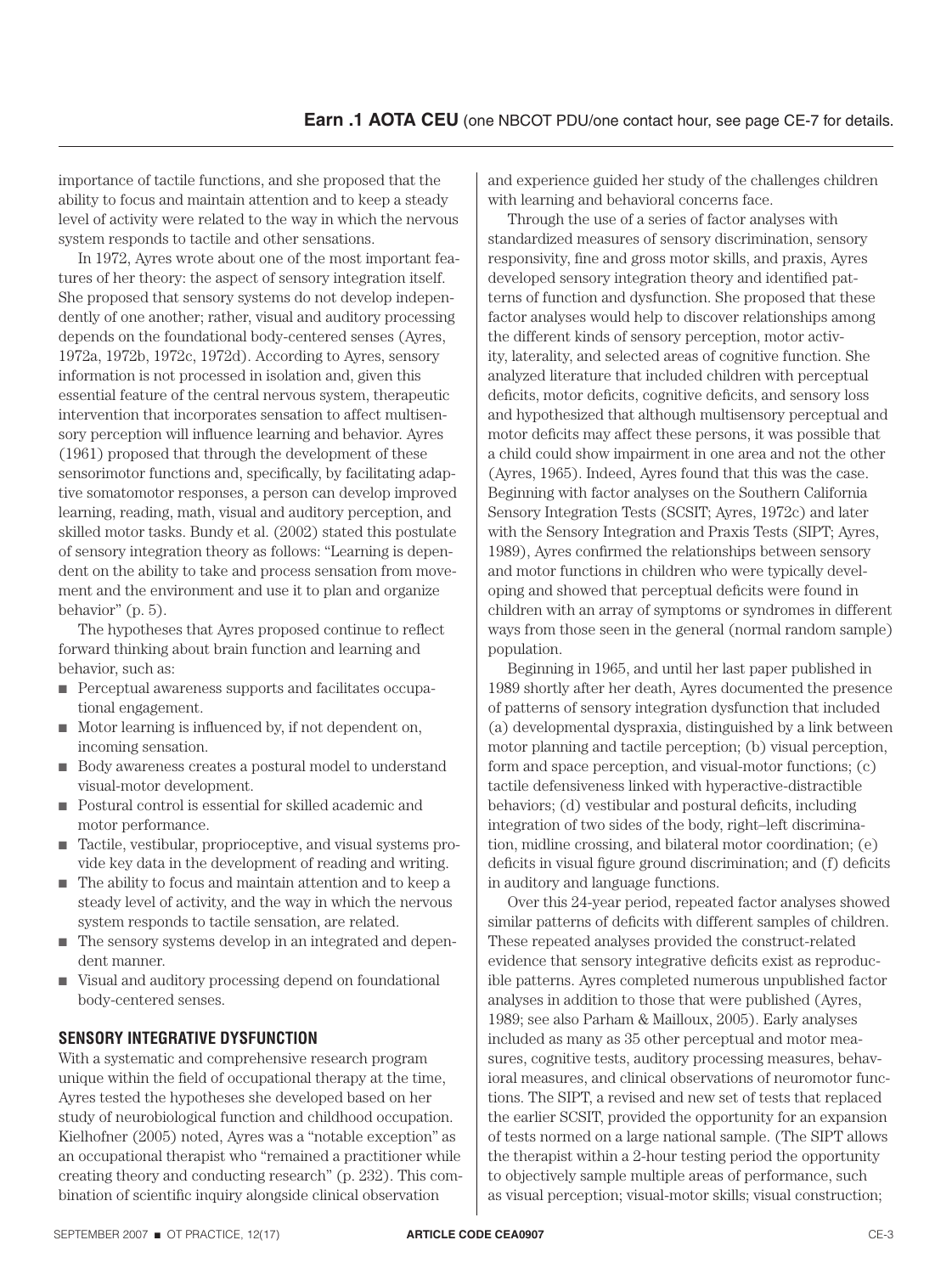importance of tactile functions, and she proposed that the ability to focus and maintain attention and to keep a steady level of activity were related to the way in which the nervous system responds to tactile and other sensations.

In 1972, Ayres wrote about one of the most important features of her theory: the aspect of sensory integration itself. She proposed that sensory systems do not develop independently of one another; rather, visual and auditory processing depends on the foundational body-centered senses (Ayres, 1972a, 1972b, 1972c, 1972d). According to Ayres, sensory information is not processed in isolation and, given this essential feature of the central nervous system, therapeutic intervention that incorporates sensation to affect multisensory perception will influence learning and behavior. Ayres (1961) proposed that through the development of these sensorimotor functions and, specifically, by facilitating adaptive somatomotor responses, a person can develop improved learning, reading, math, visual and auditory perception, and skilled motor tasks. Bundy et al. (2002) stated this postulate of sensory integration theory as follows: "Learning is dependent on the ability to take and process sensation from movement and the environment and use it to plan and organize behavior" (p. 5).

The hypotheses that Ayres proposed continue to reflect forward thinking about brain function and learning and behavior, such as:

- Perceptual awareness supports and facilitates occupational engagement.
- Motor learning is influenced by, if not dependent on, incoming sensation.
- Body awareness creates a postural model to understand visual-motor development.
- Postural control is essential for skilled academic and motor performance.
- Tactile, vestibular, proprioceptive, and visual systems provide key data in the development of reading and writing.
- The ability to focus and maintain attention and to keep a steady level of activity, and the way in which the nervous system responds to tactile sensation, are related.
- The sensory systems develop in an integrated and dependent manner.
- Visual and auditory processing depend on foundational body-centered senses.

## SENSORY INTEGRATIVE DYSFUNCTION

With a systematic and comprehensive research program unique within the field of occupational therapy at the time, Ayres tested the hypotheses she developed based on her study of neurobiological function and childhood occupation. Kielhofner (2005) noted, Ayres was a "notable exception" as an occupational therapist who "remained a practitioner while creating theory and conducting research" (p. 232). This combination of scientific inquiry alongside clinical observation and experience guided her study of the challenges children with learning and behavioral concerns face.

Through the use of a series of factor analyses with standardized measures of sensory discrimination, sensory responsivity, fine and gross motor skills, and praxis, Ayres developed sensory integration theory and identified patterns of function and dysfunction. She proposed that these factor analyses would help to discover relationships among the different kinds of sensory perception, motor activity, laterality, and selected areas of cognitive function. She analyzed literature that included children with perceptual deficits, motor deficits, cognitive deficits, and sensory loss and hypothesized that although multisensory perceptual and motor deficits may affect these persons, it was possible that a child could show impairment in one area and not the other (Ayres, 1965). Indeed, Ayres found that this was the case. Beginning with factor analyses on the Southern California Sensory Integration Tests (SCSIT; Ayres, 1972c) and later with the Sensory Integration and Praxis Tests (SIPT; Ayres, 1989), Ayres confirmed the relationships between sensory and motor functions in children who were typically developing and showed that perceptual deficits were found in children with an array of symptoms or syndromes in different ways from those seen in the general (normal random sample) population.

Beginning in 1965, and until her last paper published in 1989 shortly after her death, Ayres documented the presence of patterns of sensory integration dysfunction that included (a) developmental dyspraxia, distinguished by a link between motor planning and tactile perception; (b) visual perception, form and space perception, and visual-motor functions; (c) tactile defensiveness linked with hyperactive-distractible behaviors; (d) vestibular and postural deficits, including integration of two sides of the body, right–left discrimination, midline crossing, and bilateral motor coordination; (e) deficits in visual figure ground discrimination; and (f) deficits in auditory and language functions.

Over this 24-year period, repeated factor analyses showed similar patterns of deficits with different samples of children. These repeated analyses provided the construct-related evidence that sensory integrative deficits exist as reproducible patterns. Ayres completed numerous unpublished factor analyses in addition to those that were published (Ayres, 1989; see also Parham & Mailloux, 2005). Early analyses included as many as 35 other perceptual and motor measures, cognitive tests, auditory processing measures, behavioral measures, and clinical observations of neuromotor functions. The SIPT, a revised and new set of tests that replaced the earlier SCSIT, provided the opportunity for an expansion of tests normed on a large national sample. (The SIPT allows the therapist within a 2-hour testing period the opportunity to objectively sample multiple areas of performance, such as visual perception; visual-motor skills; visual construction;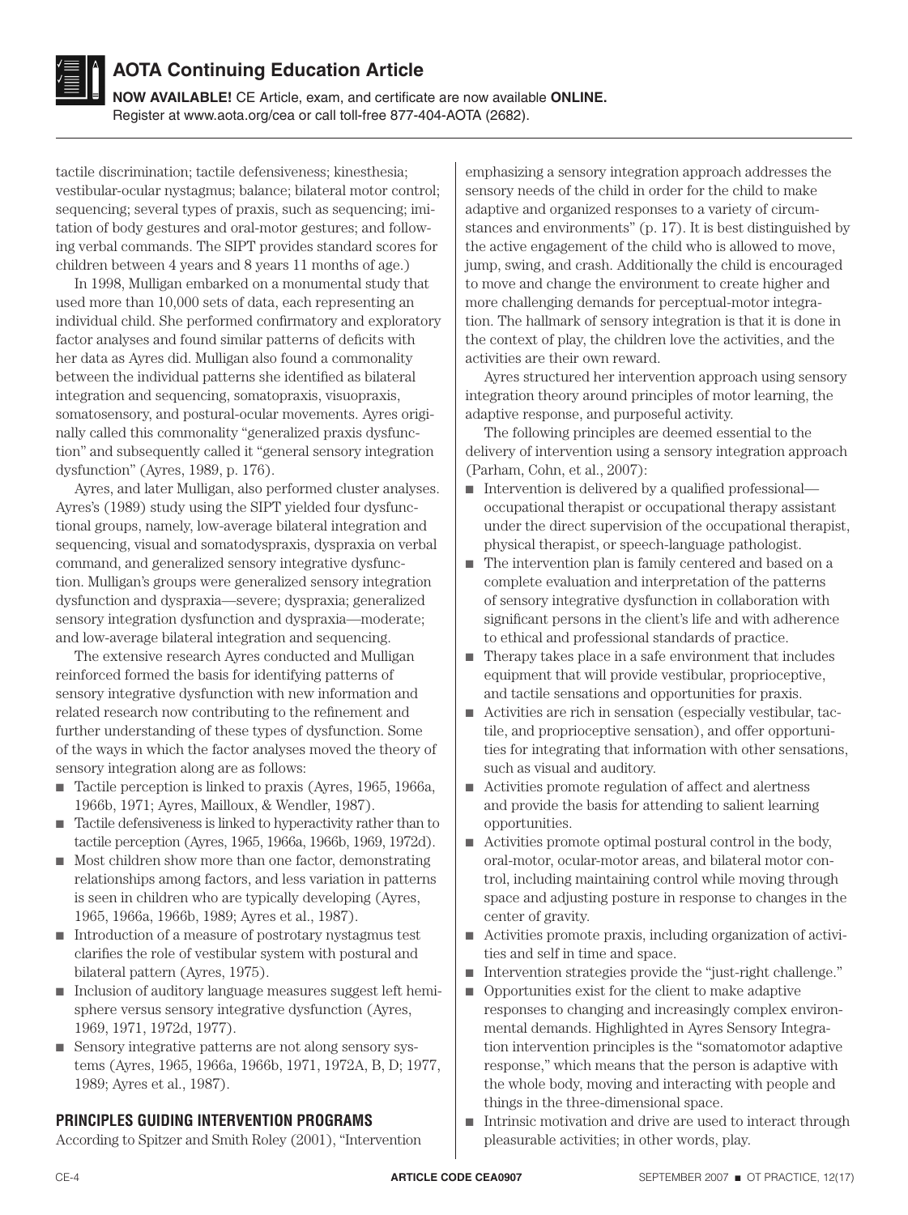tactile discrimination; tactile defensiveness; kinesthesia; vestibular-ocular nystagmus; balance; bilateral motor control; sequencing; several types of praxis, such as sequencing; imitation of body gestures and oral-motor gestures; and following verbal commands. The SIPT provides standard scores for children between 4 years and 8 years 11 months of age.)

In 1998, Mulligan embarked on a monumental study that used more than 10,000 sets of data, each representing an individual child. She performed confirmatory and exploratory factor analyses and found similar patterns of deficits with her data as Ayres did. Mulligan also found a commonality between the individual patterns she identified as bilateral integration and sequencing, somatopraxis, visuopraxis, somatosensory, and postural-ocular movements. Ayres originally called this commonality "generalized praxis dysfunction" and subsequently called it "general sensory integration dysfunction" (Ayres, 1989, p. 176).

Ayres, and later Mulligan, also performed cluster analyses. Ayres's (1989) study using the SIPT yielded four dysfunctional groups, namely, low-average bilateral integration and sequencing, visual and somatodyspraxis, dyspraxia on verbal command, and generalized sensory integrative dysfunction. Mulligan's groups were generalized sensory integration dysfunction and dyspraxia—severe; dyspraxia; generalized sensory integration dysfunction and dyspraxia—moderate; and low-average bilateral integration and sequencing.

The extensive research Ayres conducted and Mulligan reinforced formed the basis for identifying patterns of sensory integrative dysfunction with new information and related research now contributing to the refinement and further understanding of these types of dysfunction. Some of the ways in which the factor analyses moved the theory of sensory integration along are as follows:

- Tactile perception is linked to praxis (Ayres, 1965, 1966a, 1966b, 1971; Ayres, Mailloux, & Wendler, 1987).
- Tactile defensiveness is linked to hyperactivity rather than to tactile perception (Ayres, 1965, 1966a, 1966b, 1969, 1972d).
- Most children show more than one factor, demonstrating relationships among factors, and less variation in patterns is seen in children who are typically developing (Ayres, 1965, 1966a, 1966b, 1989; Ayres et al., 1987).
- Introduction of a measure of postrotary nystagmus test clarifies the role of vestibular system with postural and bilateral pattern (Ayres, 1975).
- Inclusion of auditory language measures suggest left hemisphere versus sensory integrative dysfunction (Ayres, 1969, 1971, 1972d, 1977).
- Sensory integrative patterns are not along sensory systems (Ayres, 1965, 1966a, 1966b, 1971, 1972A, B, D; 1977, 1989; Ayres et al., 1987).

## PRINCIPLES GUIDING INTERVENTION PROGRAMS

According to Spitzer and Smith Roley (2001), "Intervention emphasizing a sensory integration approach addresses the sensory needs of the child in order for the child to make adaptive and organized responses to a variety of circumstances and environments" (p. 17). It is best distinguished by the active engagement of the child who is allowed to move, jump, swing, and crash. Additionally the child is encouraged to move and change the environment to create higher and more challenging demands for perceptual-motor integration. The hallmark of sensory integration is that it is done in the context of play, the children love the activities, and the activities are their own reward.

Ayres structured her intervention approach using sensory integration theory around principles of motor learning, the adaptive response, and purposeful activity.

The following principles are deemed essential to the delivery of intervention using a sensory integration approach (Parham, Cohn, et al., 2007):

- Intervention is delivered by a qualified professional—occupational therapist or occupational therapy assistant under the direct supervision of the occupational therapist, physical therapist, or speech-language pathologist.
- The intervention plan is family centered and based on a complete evaluation and interpretation of the patterns of sensory integrative dysfunction in collaboration with significant persons in the client's life and with adherence to ethical and professional standards of practice.
- Therapy takes place in a safe environment that includes equipment that will provide vestibular, proprioceptive, and tactile sensations and opportunities for praxis.
- Activities are rich in sensation (especially vestibular, tactile, and proprioceptive sensation), and offer opportunities for integrating that information with other sensations, such as visual and auditory.
- Activities promote regulation of affect and alertness and provide the basis for attending to salient learning opportunities.
- Activities promote optimal postural control in the body, oral-motor, ocular-motor areas, and bilateral motor control, including maintaining control while moving through space and adjusting posture in response to changes in the center of gravity.
- Activities promote praxis, including organization of activities and self in time and space.
- Intervention strategies provide the "just-right challenge."
- Opportunities exist for the client to make adaptive responses to changing and increasingly complex environmental demands. Highlighted in Ayres Sensory Integration intervention principles is the "somatomotor adaptive response," which means that the person is adaptive with the whole body, moving and interacting with people and things in the three-dimensional space.
- Intrinsic motivation and drive are used to interact through pleasurable activities; in other words, play.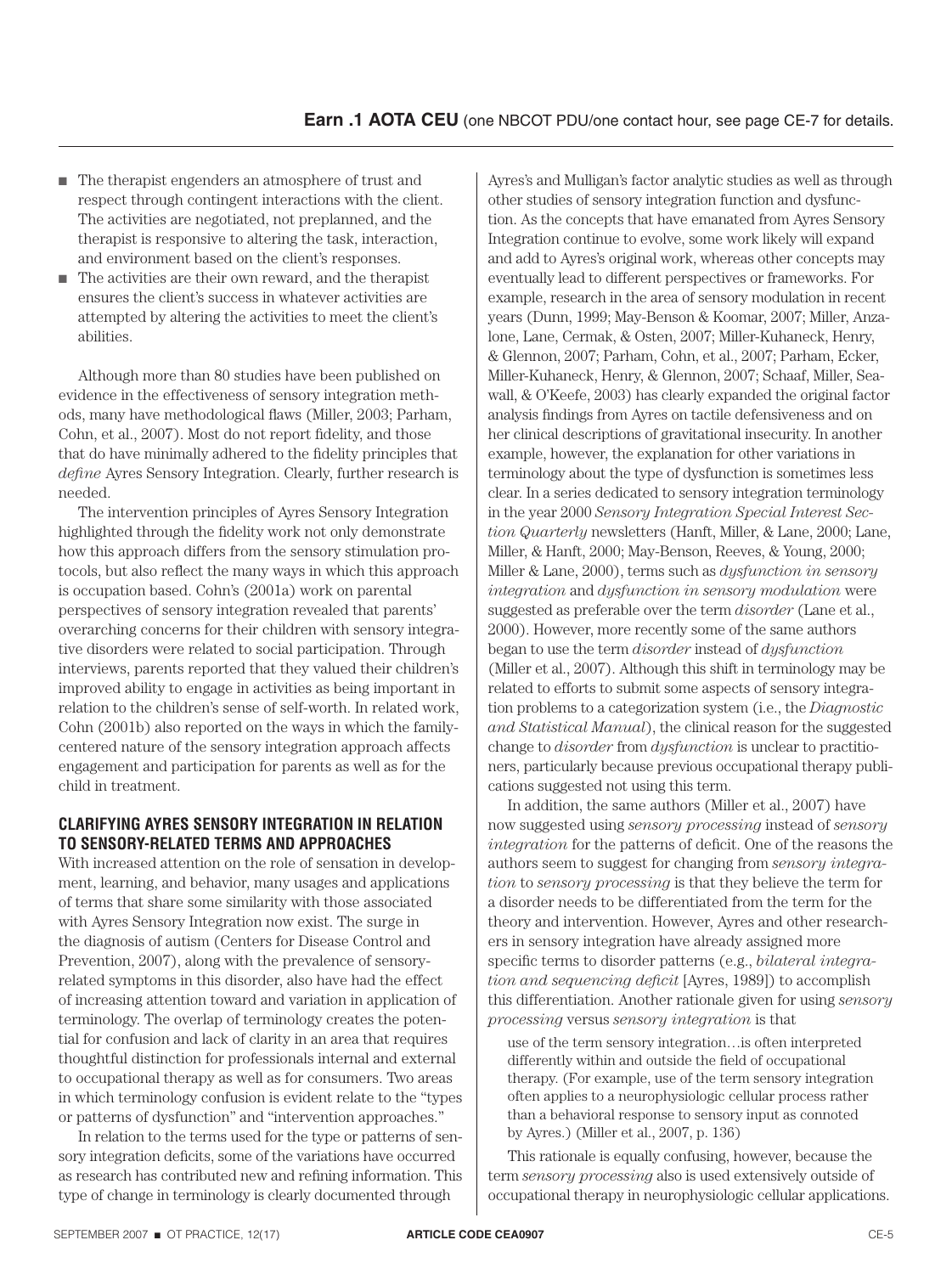- The therapist engenders an atmosphere of trust and respect through contingent interactions with the client. The activities are negotiated, not preplanned, and the therapist is responsive to altering the task, interaction, and environment based on the client's responses.
- The activities are their own reward, and the therapist ensures the client's success in whatever activities are attempted by altering the activities to meet the client's abilities.

Although more than 80 studies have been published on evidence in the effectiveness of sensory integration methods, many have methodological flaws (Miller, 2003; Parham, Cohn, et al., 2007). Most do not report fidelity, and those that do have minimally adhered to the fidelity principles that *define* Ayres Sensory Integration. Clearly, further research is needed.

The intervention principles of Ayres Sensory Integration highlighted through the fidelity work not only demonstrate how this approach differs from the sensory stimulation protocols, but also reflect the many ways in which this approach is occupation based. Cohn's (2001a) work on parental perspectives of sensory integration revealed that parents' overarching concerns for their children with sensory integrative disorders were related to social participation. Through interviews, parents reported that they valued their children's improved ability to engage in activities as being important in relation to the children's sense of self-worth. In related work, Cohn (2001b) also reported on the ways in which the family-centered nature of the sensory integration approach affects engagement and participation for parents as well as for the child in treatment.

## CLARIFYING AYRES SENSORY INTEGRATION IN RELATION TO SENSORY-RELATED TERMS AND APPROACHES

With increased attention on the role of sensation in development, learning, and behavior, many usages and applications of terms that share some similarity with those associated with Ayres Sensory Integration now exist. The surge in the diagnosis of autism (Centers for Disease Control and Prevention, 2007), along with the prevalence of sensory-related symptoms in this disorder, also have had the effect of increasing attention toward and variation in application of terminology. The overlap of terminology creates the potential for confusion and lack of clarity in an area that requires thoughtful distinction for professionals internal and external to occupational therapy as well as for consumers. Two areas in which terminology confusion is evident relate to the "types or patterns of dysfunction" and "intervention approaches."

In relation to the terms used for the type or patterns of sensory integration deficits, some of the variations have occurred as research has contributed new and refining information. This type of change in terminology is clearly documented through Ayres's and Mulligan's factor analytic studies as well as through other studies of sensory integration function and dysfunction. As the concepts that have emanated from Ayres Sensory Integration continue to evolve, some work likely will expand and add to Ayres's original work, whereas other concepts may eventually lead to different perspectives or frameworks. For example, research in the area of sensory modulation in recent years (Dunn, 1999; May-Benson & Koomar, 2007; Miller, Anzalone, Lane, Cermak, & Osten, 2007; Miller-Kuhaneck, Henry, & Glennon, 2007; Parham, Cohn, et al., 2007; Parham, Ecker, Miller-Kuhaneck, Henry, & Glennon, 2007; Schaaf, Miller, Seawall, & O'Keefe, 2003) has clearly expanded the original factor analysis findings from Ayres on tactile defensiveness and on her clinical descriptions of gravitational insecurity. In another example, however, the explanation for other variations in terminology about the type of dysfunction is sometimes less clear. In a series dedicated to sensory integration terminology in the year 2000 *Sensory Integration Special Interest Section Quarterly* newsletters (Hanft, Miller, & Lane, 2000; Lane, Miller, & Hanft, 2000; May-Benson, Reeves, & Young, 2000; Miller & Lane, 2000), terms such as *dysfunction in sensory integration* and *dysfunction in sensory modulation* were suggested as preferable over the term *disorder* (Lane et al., 2000). However, more recently some of the same authors began to use the term *disorder* instead of *dysfunction* (Miller et al., 2007). Although this shift in terminology may be related to efforts to submit some aspects of sensory integration problems to a categorization system (i.e., the *Diagnostic and Statistical Manual*), the clinical reason for the suggested change to *disorder* from *dysfunction* is unclear to practitioners, particularly because previous occupational therapy publications suggested not using this term.

In addition, the same authors (Miller et al., 2007) have now suggested using *sensory processing* instead of *sensory integration* for the patterns of deficit. One of the reasons the authors seem to suggest for changing from *sensory integration* to *sensory processing* is that they believe the term for a disorder needs to be differentiated from the term for the theory and intervention. However, Ayres and other researchers in sensory integration have already assigned more specific terms to disorder patterns (e.g., *bilateral integration and sequencing deficit* [Ayres, 1989]) to accomplish this differentiation. Another rationale given for using *sensory processing* versus *sensory integration* is that

> use of the term sensory integration…is often interpreted differently within and outside the field of occupational therapy. (For example, use of the term sensory integration often applies to a neurophysiologic cellular process rather than a behavioral response to sensory input as connoted by Ayres.) (Miller et al., 2007, p. 136)

This rationale is equally confusing, however, because the term *sensory processing* also is used extensively outside of occupational therapy in neurophysiologic cellular applications.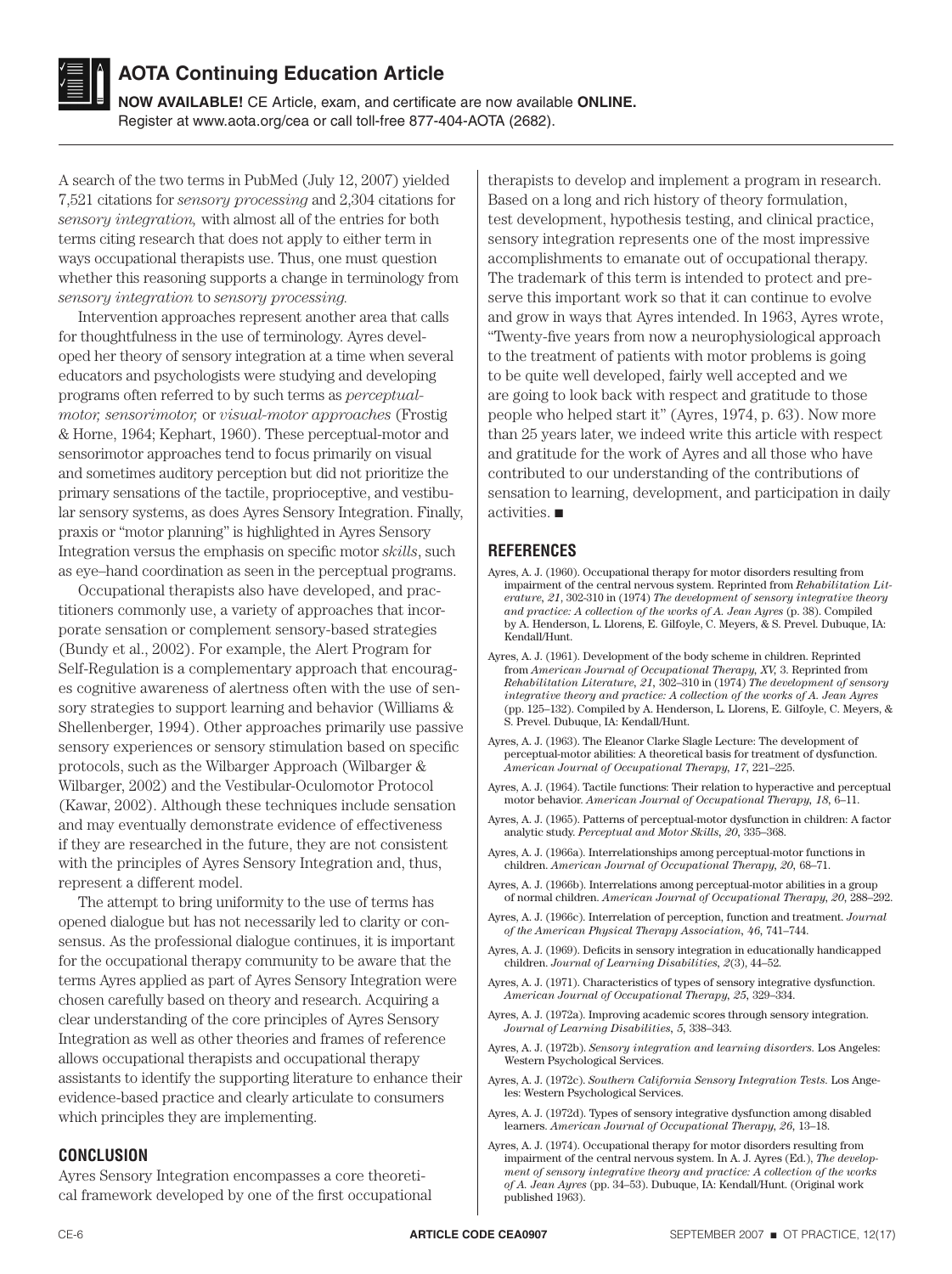A search of the two terms in PubMed (July 12, 2007) yielded 7,521 citations for *sensory processing* and 2,304 citations for *sensory integration,* with almost all of the entries for both terms citing research that does not apply to either term in ways occupational therapists use. Thus, one must question whether this reasoning supports a change in terminology from *sensory integration* to *sensory processing.*

Intervention approaches represent another area that calls for thoughtfulness in the use of terminology. Ayres developed her theory of sensory integration at a time when several educators and psychologists were studying and developing programs often referred to by such terms as *perceptual-motor, sensorimotor,* or *visual-motor approaches* (Frostig & Horne, 1964; Kephart, 1960). These perceptual-motor and sensorimotor approaches tend to focus primarily on visual and sometimes auditory perception but did not prioritize the primary sensations of the tactile, proprioceptive, and vestibular sensory systems, as does Ayres Sensory Integration. Finally, praxis or "motor planning" is highlighted in Ayres Sensory Integration versus the emphasis on specific motor *skills*, such as eye–hand coordination as seen in the perceptual programs.

Occupational therapists also have developed, and practitioners commonly use, a variety of approaches that incorporate sensation or complement sensory-based strategies (Bundy et al., 2002). For example, the Alert Program for Self-Regulation is a complementary approach that encourages cognitive awareness of alertness often with the use of sensory strategies to support learning and behavior (Williams & Shellenberger, 1994). Other approaches primarily use passive sensory experiences or sensory stimulation based on specific protocols, such as the Wilbarger Approach (Wilbarger & Wilbarger, 2002) and the Vestibular-Oculomotor Protocol (Kawar, 2002). Although these techniques include sensation and may eventually demonstrate evidence of effectiveness if they are researched in the future, they are not consistent with the principles of Ayres Sensory Integration and, thus, represent a different model.

The attempt to bring uniformity to the use of terms has opened dialogue but has not necessarily led to clarity or consensus. As the professional dialogue continues, it is important for the occupational therapy community to be aware that the terms Ayres applied as part of Ayres Sensory Integration were chosen carefully based on theory and research. Acquiring a clear understanding of the core principles of Ayres Sensory Integration as well as other theories and frames of reference allows occupational therapists and occupational therapy assistants to identify the supporting literature to enhance their evidence-based practice and clearly articulate to consumers which principles they are implementing.

## CONCLUSION

Ayres Sensory Integration encompasses a core theoretical framework developed by one of the first occupational therapists to develop and implement a program in research. Based on a long and rich history of theory formulation, test development, hypothesis testing, and clinical practice, sensory integration represents one of the most impressive accomplishments to emanate out of occupational therapy. The trademark of this term is intended to protect and preserve this important work so that it can continue to evolve and grow in ways that Ayres intended. In 1963, Ayres wrote, "Twenty-five years from now a neurophysiological approach to the treatment of patients with motor problems is going to be quite well developed, fairly well accepted and we are going to look back with respect and gratitude to those people who helped start it" (Ayres, 1974, p. 63). Now more than 25 years later, we indeed write this article with respect and gratitude for the work of Ayres and all those who have contributed to our understanding of the contributions of sensation to learning, development, and participation in daily activities. ■

## REFERENCES

Ayres, A. J. (1960). Occupational therapy for motor disorders resulting from impairment of the central nervous system. Reprinted from *Rehabilitation Literature, 21,* 302-310 in (1974) *The development of sensory integrative theory and practice: A collection of the works of A. Jean Ayres* (p. 38). Compiled by A. Henderson, L. Llorens, E. Gilfoyle, C. Meyers, & S. Prevel. Dubuque, IA: Kendall/Hunt.

Ayres, A. J. (1961). Development of the body scheme in children. Reprinted from *American Journal of Occupational Therapy, XV,* 3. Reprinted from *Rehabilitation Literature, 21,* 302–310 in (1974) *The development of sensory integrative theory and practice: A collection of the works of A. Jean Ayres* (pp. 125–132). Compiled by A. Henderson, L. Llorens, E. Gilfoyle, C. Meyers, & S. Prevel. Dubuque, IA: Kendall/Hunt.

Ayres, A. J. (1963). The Eleanor Clarke Slagle Lecture: The development of perceptual-motor abilities: A theoretical basis for treatment of dysfunction. *American Journal of Occupational Therapy, 17,* 221–225.

Ayres, A. J. (1964). Tactile functions: Their relation to hyperactive and perceptual motor behavior. *American Journal of Occupational Therapy, 18,* 6–11.

Ayres, A. J. (1965). Patterns of perceptual-motor dysfunction in children: A factor analytic study. *Perceptual and Motor Skills, 20,* 335–368.

Ayres, A. J. (1966a). Interrelationships among perceptual-motor functions in children. *American Journal of Occupational Therapy, 20,* 68–71.

Ayres, A. J. (1966b). Interrelations among perceptual-motor abilities in a group of normal children. *American Journal of Occupational Therapy, 20,* 288–292.

Ayres, A. J. (1966c). Interrelation of perception, function and treatment. *Journal of the American Physical Therapy Association, 46,* 741–744.

Ayres, A. J. (1969). Deficits in sensory integration in educationally handicapped children. *Journal of Learning Disabilities, 2*(3), 44–52.

Ayres, A. J. (1971). Characteristics of types of sensory integrative dysfunction. *American Journal of Occupational Therapy, 25,* 329–334.

Ayres, A. J. (1972a). Improving academic scores through sensory integration. *Journal of Learning Disabilities, 5,* 338–343.

Ayres, A. J. (1972b). *Sensory integration and learning disorders.* Los Angeles: Western Psychological Services.

Ayres, A. J. (1972c). *Southern California Sensory Integration Tests.* Los Angeles: Western Psychological Services.

Ayres, A. J. (1972d). Types of sensory integrative dysfunction among disabled learners. *American Journal of Occupational Therapy, 26,* 13–18.

Ayres, A. J. (1974). Occupational therapy for motor disorders resulting from impairment of the central nervous system. In A. J. Ayres (Ed.), *The development of sensory integrative theory and practice: A collection of the works of A. Jean Ayres* (pp. 34–53). Dubuque, IA: Kendall/Hunt. (Original work published 1963).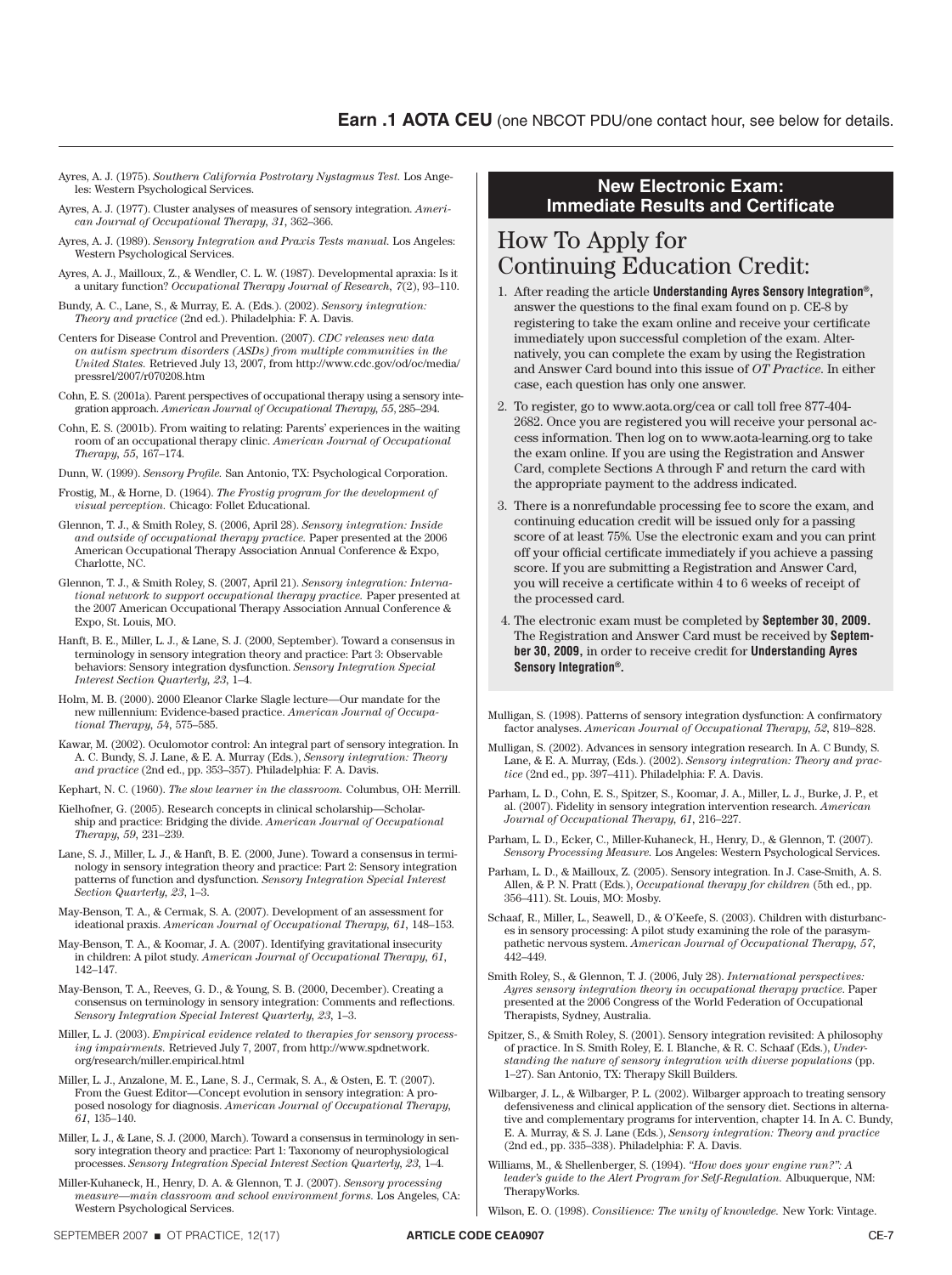**Earn .1 AOTA CEU** (one NBCOT PDU/one contact hour, see below for details.

Ayres, A. J. (1975). *Southern California Postrotary Nystagmus Test.* Los Angeles: Western Psychological Services.

Ayres, A. J. (1977). Cluster analyses of measures of sensory integration. *American Journal of Occupational Therapy, 31*, 362–366.

Ayres, A. J. (1989). *Sensory Integration and Praxis Tests manual.* Los Angeles: Western Psychological Services.

Ayres, A. J., Mailloux, Z., & Wendler, C. L. W. (1987). Developmental apraxia: Is it a unitary function? *Occupational Therapy Journal of Research, 7*(2), 93–110.

Bundy, A. C., Lane, S., & Murray, E. A. (Eds.). (2002). *Sensory integration: Theory and practice* (2nd ed.). Philadelphia: F. A. Davis.

Centers for Disease Control and Prevention. (2007). *CDC releases new data on autism spectrum disorders (ASDs) from multiple communities in the United States.* Retrieved July 13, 2007, from http://www.cdc.gov/od/oc/media/pressrel/2007/r070208.htm

Cohn, E. S. (2001a). Parent perspectives of occupational therapy using a sensory integration approach. *American Journal of Occupational Therapy, 55*, 285–294.

Cohn, E. S. (2001b). From waiting to relating: Parents' experiences in the waiting room of an occupational therapy clinic. *American Journal of Occupational Therapy, 55*, 167–174.

Dunn, W. (1999). *Sensory Profile.* San Antonio, TX: Psychological Corporation.

Frostig, M., & Horne, D. (1964). *The Frostig program for the development of visual perception.* Chicago: Follet Educational.

Glennon, T. J., & Smith Roley, S. (2006, April 28). *Sensory integration: Inside and outside of occupational therapy practice.* Paper presented at the 2006 American Occupational Therapy Association Annual Conference & Expo, Charlotte, NC.

Glennon, T. J., & Smith Roley, S. (2007, April 21). *Sensory integration: International network to support occupational therapy practice.* Paper presented at the 2007 American Occupational Therapy Association Annual Conference & Expo, St. Louis, MO.

Hanft, B. E., Miller, L. J., & Lane, S. J. (2000, September). Toward a consensus in terminology in sensory integration theory and practice: Part 3: Observable behaviors: Sensory integration dysfunction. *Sensory Integration Special Interest Section Quarterly, 23*, 1–4.

Holm, M. B. (2000). 2000 Eleanor Clarke Slagle lecture—Our mandate for the new millennium: Evidence-based practice. *American Journal of Occupational Therapy, 54*, 575–585.

Kawar, M. (2002). Oculomotor control: An integral part of sensory integration. In A. C. Bundy, S. J. Lane, & E. A. Murray (Eds.), *Sensory integration: Theory and practice* (2nd ed., pp. 353–357). Philadelphia: F. A. Davis.

Kephart, N. C. (1960). *The slow learner in the classroom.* Columbus, OH: Merrill.

Kielhofner, G. (2005). Research concepts in clinical scholarship—Scholarship and practice: Bridging the divide. *American Journal of Occupational Therapy, 59*, 231–239.

Lane, S. J., Miller, L. J., & Hanft, B. E. (2000, June). Toward a consensus in terminology in sensory integration theory and practice: Part 2: Sensory integration patterns of function and dysfunction. *Sensory Integration Special Interest Section Quarterly, 23*, 1–3.

May-Benson, T. A., & Cermak, S. A. (2007). Development of an assessment for ideational praxis. *American Journal of Occupational Therapy, 61*, 148–153.

May-Benson, T. A., & Koomar, J. A. (2007). Identifying gravitational insecurity in children: A pilot study. *American Journal of Occupational Therapy, 61*, 142–147.

May-Benson, T. A., Reeves, G. D., & Young, S. B. (2000, December). Creating a consensus on terminology in sensory integration: Comments and reflections. *Sensory Integration Special Interest Quarterly, 23*, 1–3.

Miller, L. J. (2003). *Empirical evidence related to therapies for sensory processing impairments.* Retrieved July 7, 2007, from http://www.spdnetwork.org/research/miller.empirical.html

Miller, L. J., Anzalone, M. E., Lane, S. J., Cermak, S. A., & Osten, E. T. (2007). From the Guest Editor—Concept evolution in sensory integration: A proposed nosology for diagnosis. *American Journal of Occupational Therapy, 61*, 135–140.

Miller, L. J., & Lane, S. J. (2000, March). Toward a consensus in terminology in sensory integration theory and practice: Part 1: Taxonomy of neurophysiological processes. *Sensory Integration Special Interest Section Quarterly, 23*, 1–4.

Miller-Kuhaneck, H., Henry, D. A. & Glennon, T. J. (2007). *Sensory processing measure—main classroom and school environment forms.* Los Angeles, CA: Western Psychological Services.

## New Electronic Exam: Immediate Results and Certificate

# How To Apply for Continuing Education Credit:

1. After reading the article **Understanding Ayres Sensory Integration®**, answer the questions to the final exam found on p. CE-8 by registering to take the exam online and receive your certificate immediately upon successful completion of the exam. Alternatively, you can complete the exam by using the Registration and Answer Card bound into this issue of *OT Practice*. In either case, each question has only one answer.
2. To register, go to www.aota.org/cea or call toll free 877-404-2682. Once you are registered you will receive your personal access information. Then log on to www.aota-learning.org to take the exam online. If you are using the Registration and Answer Card, complete Sections A through F and return the card with the appropriate payment to the address indicated.
3. There is a nonrefundable processing fee to score the exam, and continuing education credit will be issued only for a passing score of at least 75%. Use the electronic exam and you can print off your official certificate immediately if you achieve a passing score. If you are submitting a Registration and Answer Card, you will receive a certificate within 4 to 6 weeks of receipt of the processed card.
4. The electronic exam must be completed by **September 30, 2009.** The Registration and Answer Card must be received by **September 30, 2009,** in order to receive credit for **Understanding Ayres Sensory Integration®.**

Mulligan, S. (1998). Patterns of sensory integration dysfunction: A confirmatory factor analyses. *American Journal of Occupational Therapy, 52*, 819–828.

Mulligan, S. (2002). Advances in sensory integration research. In A. C Bundy, S. Lane, & E. A. Murray, (Eds.). (2002). *Sensory integration: Theory and practice* (2nd ed., pp. 397–411). Philadelphia: F. A. Davis.

Parham, L. D., Cohn, E. S., Spitzer, S., Koomar, J. A., Miller, L. J., Burke, J. P., et al. (2007). Fidelity in sensory integration intervention research. *American Journal of Occupational Therapy, 61*, 216–227.

Parham, L. D., Ecker, C., Miller-Kuhaneck, H., Henry, D., & Glennon, T. (2007). *Sensory Processing Measure.* Los Angeles: Western Psychological Services.

Parham, L. D., & Mailloux, Z. (2005). Sensory integration. In J. Case-Smith, A. S. Allen, & P. N. Pratt (Eds.), *Occupational therapy for children* (5th ed., pp. 356–411). St. Louis, MO: Mosby.

Schaaf, R., Miller, L., Seawell, D., & O'Keefe, S. (2003). Children with disturbances in sensory processing: A pilot study examining the role of the parasympathetic nervous system. *American Journal of Occupational Therapy, 57*, 442–449.

Smith Roley, S., & Glennon, T. J. (2006, July 28). *International perspectives: Ayres sensory integration theory in occupational therapy practice.* Paper presented at the 2006 Congress of the World Federation of Occupational Therapists, Sydney, Australia.

Spitzer, S., & Smith Roley, S. (2001). Sensory integration revisited: A philosophy of practice. In S. Smith Roley, E. I. Blanche, & R. C. Schaaf (Eds.), *Understanding the nature of sensory integration with diverse populations* (pp. 1–27). San Antonio, TX: Therapy Skill Builders.

Wilbarger, J. L., & Wilbarger, P. L. (2002). Wilbarger approach to treating sensory defensiveness and clinical application of the sensory diet. Sections in alternative and complementary programs for intervention, chapter 14. In A. C. Bundy, E. A. Murray, & S. J. Lane (Eds.), *Sensory integration: Theory and practice* (2nd ed., pp. 335–338). Philadelphia: F. A. Davis.

Williams, M., & Shellenberger, S. (1994). *"How does your engine run?": A leader's guide to the Alert Program for Self-Regulation.* Albuquerque, NM: TherapyWorks.

Wilson, E. O. (1998). *Consilience: The unity of knowledge.* New York: Vintage.

**ARTICLE CODE CEA0907**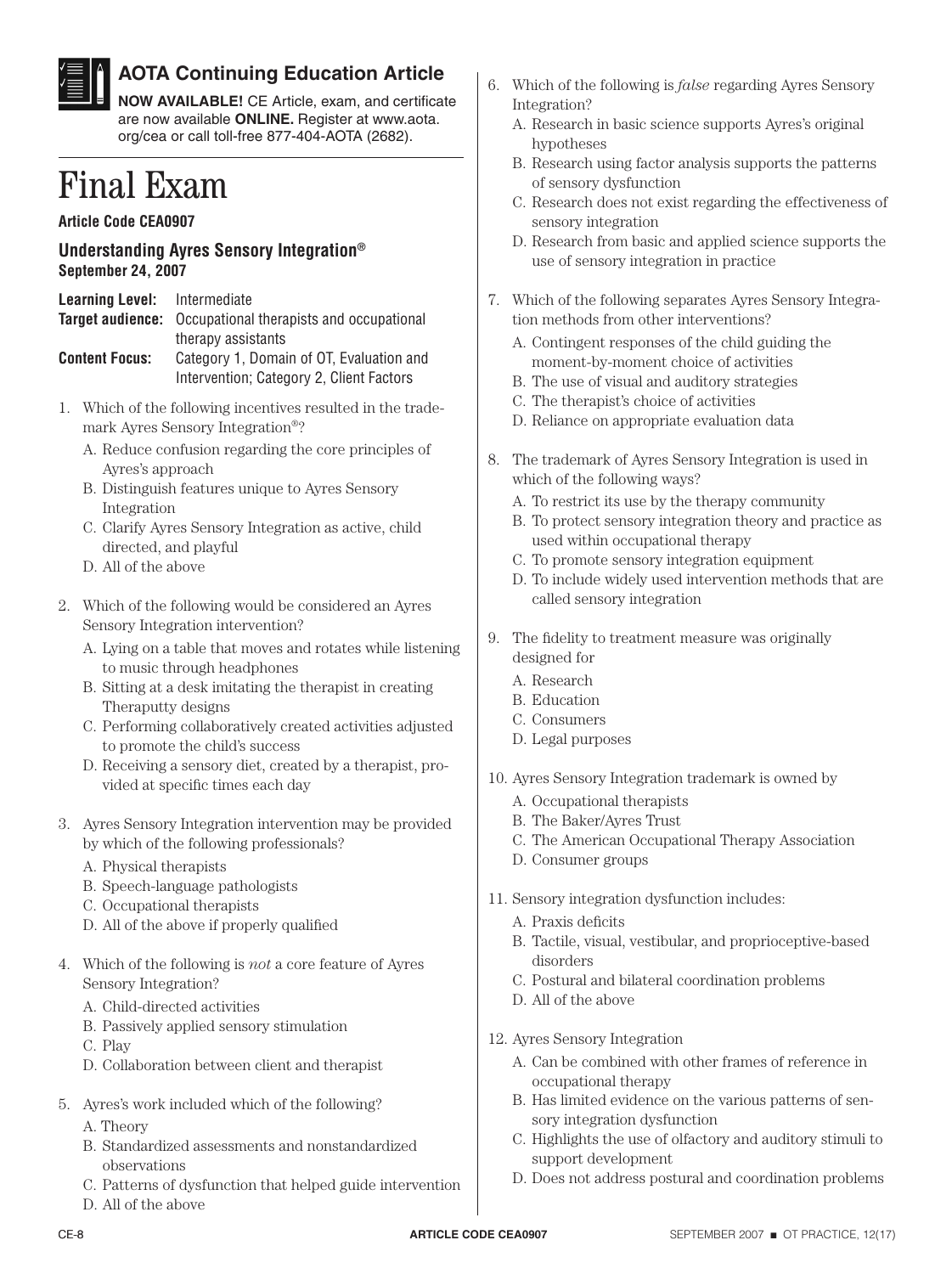## AOTA Continuing Education Article

**NOW AVAILABLE!** CE Article, exam, and certificate are now available **ONLINE.** Register at www.aota.org/cea or call toll-free 877-404-AOTA (2682).

# Final Exam

**Article Code CEA0907**

### Understanding Ayres Sensory Integration®
**September 24, 2007**

**Learning Level:** Intermediate
**Target audience:** Occupational therapists and occupational therapy assistants
**Content Focus:** Category 1, Domain of OT, Evaluation and Intervention; Category 2, Client Factors

1. Which of the following incentives resulted in the trademark Ayres Sensory Integration®?
   A. Reduce confusion regarding the core principles of Ayres's approach
   B. Distinguish features unique to Ayres Sensory Integration
   C. Clarify Ayres Sensory Integration as active, child directed, and playful
   D. All of the above

2. Which of the following would be considered an Ayres Sensory Integration intervention?
   A. Lying on a table that moves and rotates while listening to music through headphones
   B. Sitting at a desk imitating the therapist in creating Theraputty designs
   C. Performing collaboratively created activities adjusted to promote the child's success
   D. Receiving a sensory diet, created by a therapist, provided at specific times each day

3. Ayres Sensory Integration intervention may be provided by which of the following professionals?
   A. Physical therapists
   B. Speech-language pathologists
   C. Occupational therapists
   D. All of the above if properly qualified

4. Which of the following is *not* a core feature of Ayres Sensory Integration?
   A. Child-directed activities
   B. Passively applied sensory stimulation
   C. Play
   D. Collaboration between client and therapist

5. Ayres's work included which of the following?
   A. Theory
   B. Standardized assessments and nonstandardized observations
   C. Patterns of dysfunction that helped guide intervention
   D. All of the above

6. Which of the following is *false* regarding Ayres Sensory Integration?
   A. Research in basic science supports Ayres's original hypotheses
   B. Research using factor analysis supports the patterns of sensory dysfunction
   C. Research does not exist regarding the effectiveness of sensory integration
   D. Research from basic and applied science supports the use of sensory integration in practice

7. Which of the following separates Ayres Sensory Integration methods from other interventions?
   A. Contingent responses of the child guiding the moment-by-moment choice of activities
   B. The use of visual and auditory strategies
   C. The therapist's choice of activities
   D. Reliance on appropriate evaluation data

8. The trademark of Ayres Sensory Integration is used in which of the following ways?
   A. To restrict its use by the therapy community
   B. To protect sensory integration theory and practice as used within occupational therapy
   C. To promote sensory integration equipment
   D. To include widely used intervention methods that are called sensory integration

9. The fidelity to treatment measure was originally designed for
   A. Research
   B. Education
   C. Consumers
   D. Legal purposes

10. Ayres Sensory Integration trademark is owned by
    A. Occupational therapists
    B. The Baker/Ayres Trust
    C. The American Occupational Therapy Association
    D. Consumer groups

11. Sensory integration dysfunction includes:
    A. Praxis deficits
    B. Tactile, visual, vestibular, and proprioceptive-based disorders
    C. Postural and bilateral coordination problems
    D. All of the above

12. Ayres Sensory Integration
    A. Can be combined with other frames of reference in occupational therapy
    B. Has limited evidence on the various patterns of sensory integration dysfunction
    C. Highlights the use of olfactory and auditory stimuli to support development
    D. Does not address postural and coordination problems